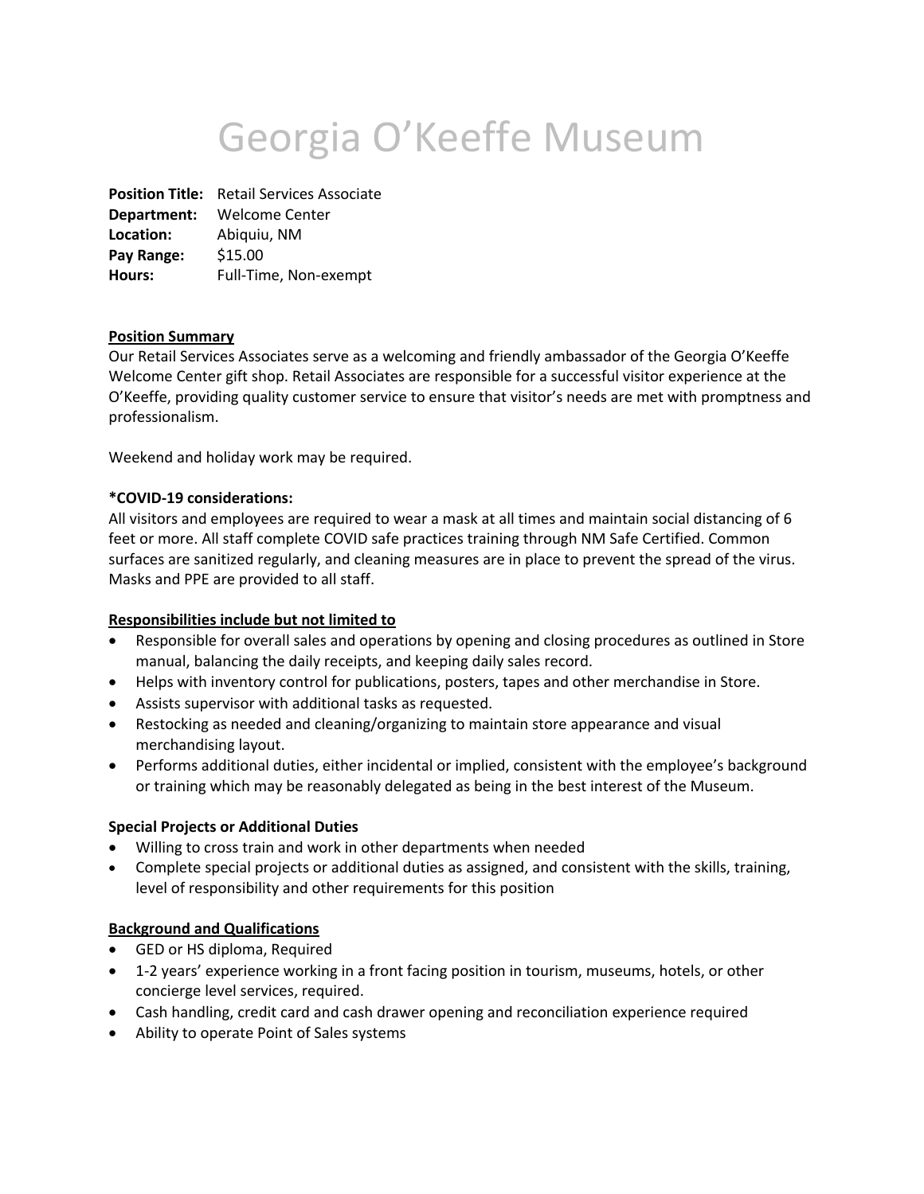# Georgia O'Keeffe Museum

**Position Title:** Retail Services Associate
**Department:** Welcome Center
**Location:** Abiquiu, NM
**Pay Range:** $15.00
**Hours:** Full-Time, Non-exempt

**Position Summary**

Our Retail Services Associates serve as a welcoming and friendly ambassador of the Georgia O'Keeffe Welcome Center gift shop. Retail Associates are responsible for a successful visitor experience at the O'Keeffe, providing quality customer service to ensure that visitor's needs are met with promptness and professionalism.

Weekend and holiday work may be required.

**\*COVID-19 considerations:**

All visitors and employees are required to wear a mask at all times and maintain social distancing of 6 feet or more. All staff complete COVID safe practices training through NM Safe Certified. Common surfaces are sanitized regularly, and cleaning measures are in place to prevent the spread of the virus. Masks and PPE are provided to all staff.

**Responsibilities include but not limited to**

- Responsible for overall sales and operations by opening and closing procedures as outlined in Store manual, balancing the daily receipts, and keeping daily sales record.
- Helps with inventory control for publications, posters, tapes and other merchandise in Store.
- Assists supervisor with additional tasks as requested.
- Restocking as needed and cleaning/organizing to maintain store appearance and visual merchandising layout.
- Performs additional duties, either incidental or implied, consistent with the employee's background or training which may be reasonably delegated as being in the best interest of the Museum.

**Special Projects or Additional Duties**

- Willing to cross train and work in other departments when needed
- Complete special projects or additional duties as assigned, and consistent with the skills, training, level of responsibility and other requirements for this position

**Background and Qualifications**

- GED or HS diploma, Required
- 1-2 years' experience working in a front facing position in tourism, museums, hotels, or other concierge level services, required.
- Cash handling, credit card and cash drawer opening and reconciliation experience required
- Ability to operate Point of Sales systems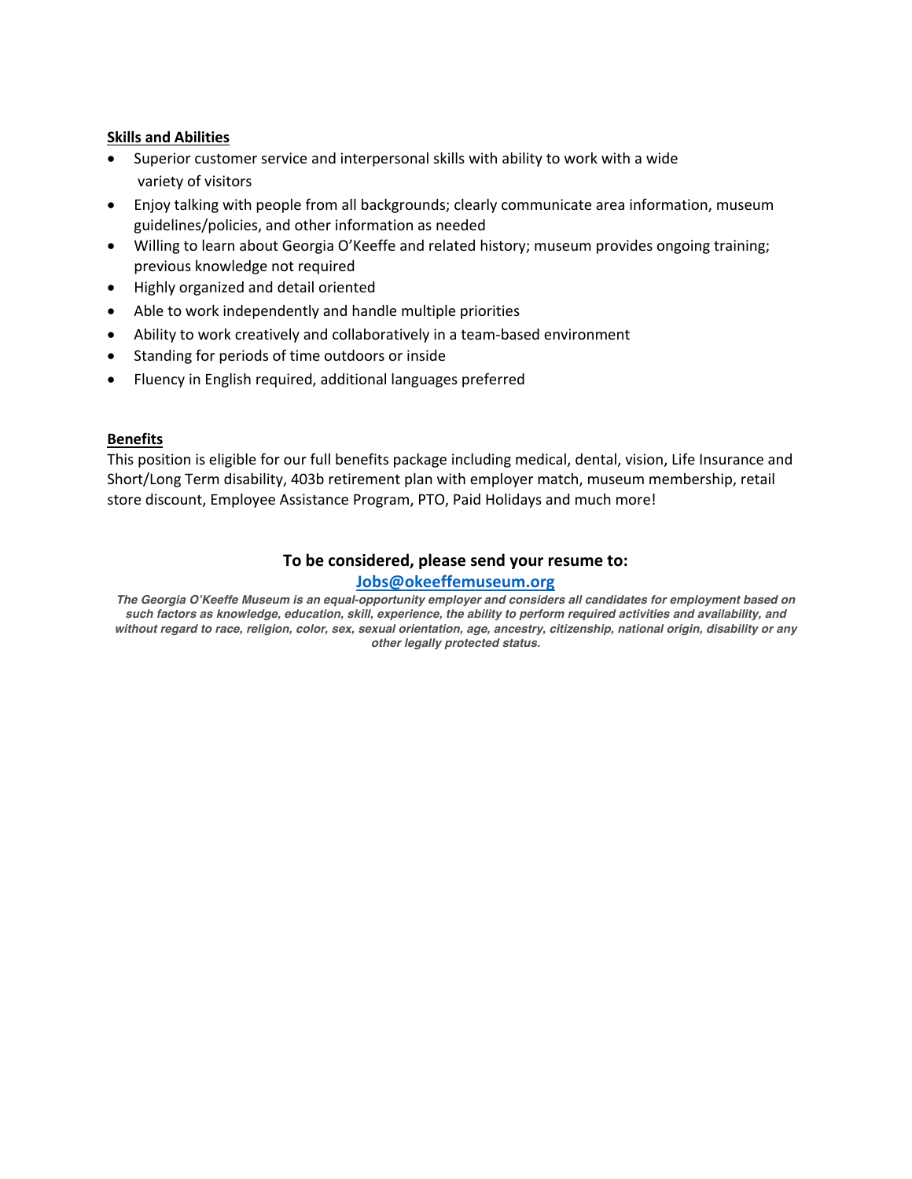**Skills and Abilities**

- Superior customer service and interpersonal skills with ability to work with a wide variety of visitors
- Enjoy talking with people from all backgrounds; clearly communicate area information, museum guidelines/policies, and other information as needed
- Willing to learn about Georgia O'Keeffe and related history; museum provides ongoing training; previous knowledge not required
- Highly organized and detail oriented
- Able to work independently and handle multiple priorities
- Ability to work creatively and collaboratively in a team-based environment
- Standing for periods of time outdoors or inside
- Fluency in English required, additional languages preferred

**Benefits**

This position is eligible for our full benefits package including medical, dental, vision, Life Insurance and Short/Long Term disability, 403b retirement plan with employer match, museum membership, retail store discount, Employee Assistance Program, PTO, Paid Holidays and much more!

**To be considered, please send your resume to:**

**Jobs@okeeffemuseum.org**

***The Georgia O'Keeffe Museum is an equal-opportunity employer and considers all candidates for employment based on such factors as knowledge, education, skill, experience, the ability to perform required activities and availability, and without regard to race, religion, color, sex, sexual orientation, age, ancestry, citizenship, national origin, disability or any other legally protected status.***